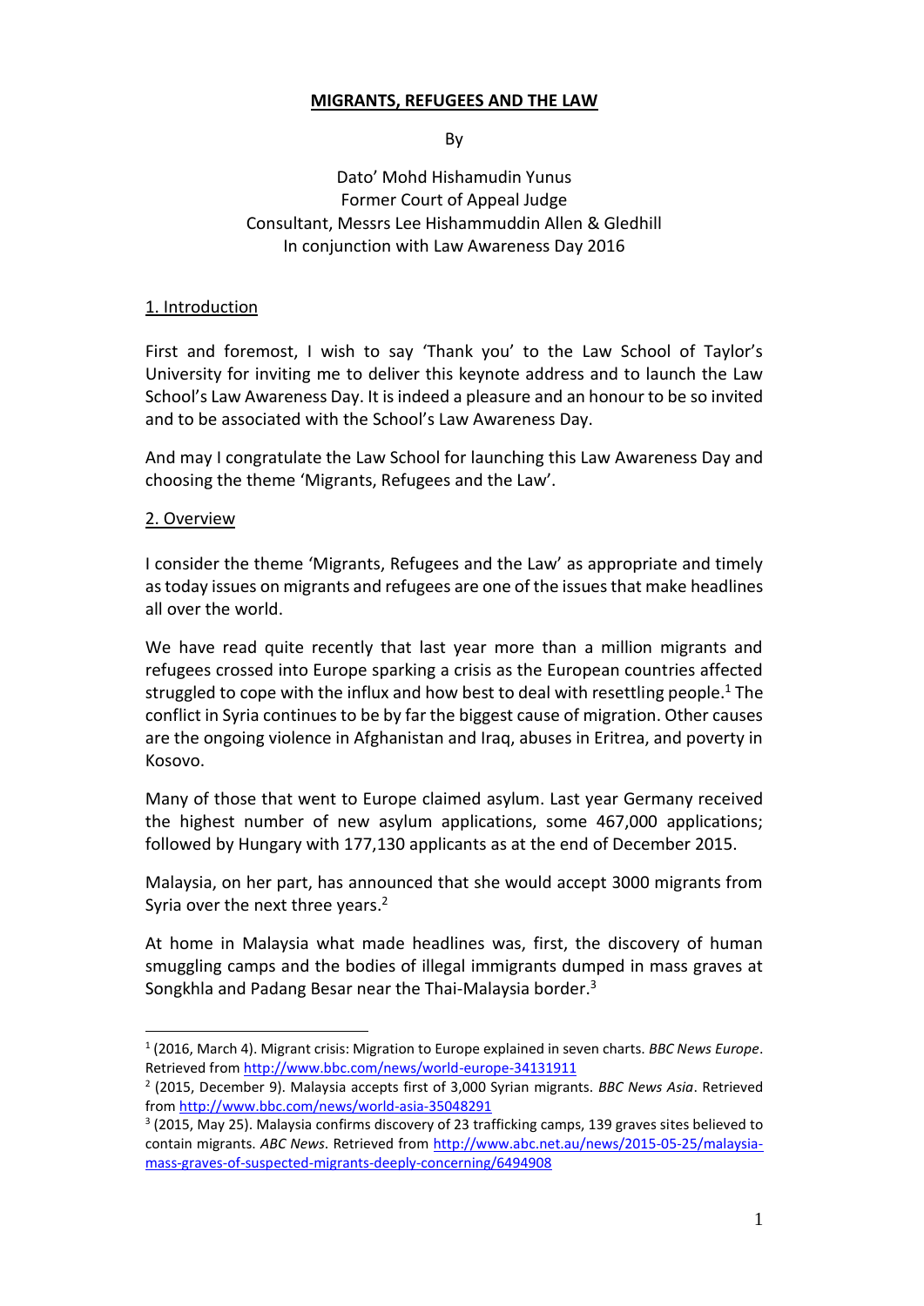# MIGRANTS, REFUGEES AND THE LAW

By

Dato' Mohd Hishamudin Yunus
Former Court of Appeal Judge
Consultant, Messrs Lee Hishammuddin Allen & Gledhill
In conjunction with Law Awareness Day 2016

## 1. Introduction

First and foremost, I wish to say 'Thank you' to the Law School of Taylor's University for inviting me to deliver this keynote address and to launch the Law School's Law Awareness Day. It is indeed a pleasure and an honour to be so invited and to be associated with the School's Law Awareness Day.

And may I congratulate the Law School for launching this Law Awareness Day and choosing the theme 'Migrants, Refugees and the Law'.

## 2. Overview

I consider the theme 'Migrants, Refugees and the Law' as appropriate and timely as today issues on migrants and refugees are one of the issues that make headlines all over the world.

We have read quite recently that last year more than a million migrants and refugees crossed into Europe sparking a crisis as the European countries affected struggled to cope with the influx and how best to deal with resettling people.[1] The conflict in Syria continues to be by far the biggest cause of migration. Other causes are the ongoing violence in Afghanistan and Iraq, abuses in Eritrea, and poverty in Kosovo.

Many of those that went to Europe claimed asylum. Last year Germany received the highest number of new asylum applications, some 467,000 applications; followed by Hungary with 177,130 applicants as at the end of December 2015.

Malaysia, on her part, has announced that she would accept 3000 migrants from Syria over the next three years.[2]

At home in Malaysia what made headlines was, first, the discovery of human smuggling camps and the bodies of illegal immigrants dumped in mass graves at Songkhla and Padang Besar near the Thai-Malaysia border.[3]

---

[1] (2016, March 4). Migrant crisis: Migration to Europe explained in seven charts. *BBC News Europe*. Retrieved from http://www.bbc.com/news/world-europe-34131911

[2] (2015, December 9). Malaysia accepts first of 3,000 Syrian migrants. *BBC News Asia*. Retrieved from http://www.bbc.com/news/world-asia-35048291

[3] (2015, May 25). Malaysia confirms discovery of 23 trafficking camps, 139 graves sites believed to contain migrants. *ABC News*. Retrieved from http://www.abc.net.au/news/2015-05-25/malaysia-mass-graves-of-suspected-migrants-deeply-concerning/6494908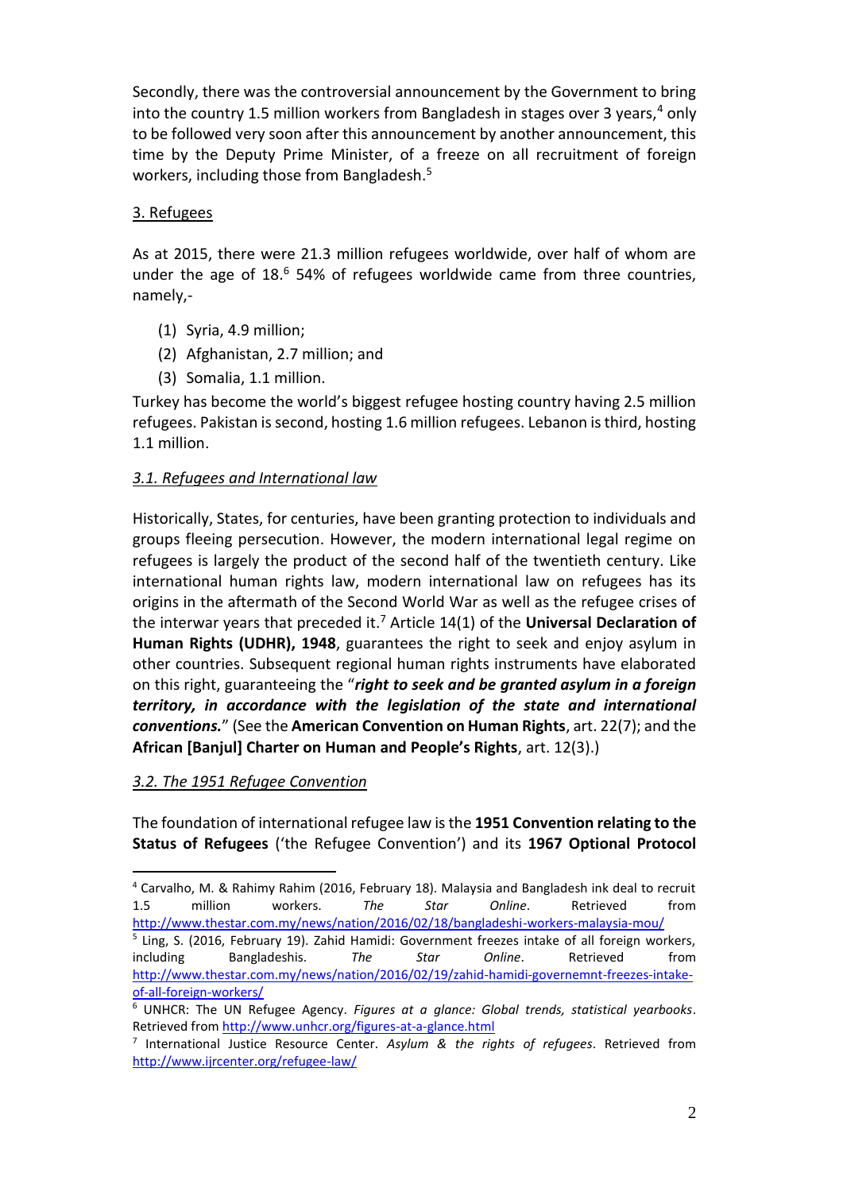Secondly, there was the controversial announcement by the Government to bring into the country 1.5 million workers from Bangladesh in stages over 3 years,[4] only to be followed very soon after this announcement by another announcement, this time by the Deputy Prime Minister, of a freeze on all recruitment of foreign workers, including those from Bangladesh.[5]

## 3. Refugees

As at 2015, there were 21.3 million refugees worldwide, over half of whom are under the age of 18.[6] 54% of refugees worldwide came from three countries, namely,-

(1) Syria, 4.9 million;
(2) Afghanistan, 2.7 million; and
(3) Somalia, 1.1 million.

Turkey has become the world's biggest refugee hosting country having 2.5 million refugees. Pakistan is second, hosting 1.6 million refugees. Lebanon is third, hosting 1.1 million.

### *3.1. Refugees and International law*

Historically, States, for centuries, have been granting protection to individuals and groups fleeing persecution. However, the modern international legal regime on refugees is largely the product of the second half of the twentieth century. Like international human rights law, modern international law on refugees has its origins in the aftermath of the Second World War as well as the refugee crises of the interwar years that preceded it.[7] Article 14(1) of the **Universal Declaration of Human Rights (UDHR), 1948**, guarantees the right to seek and enjoy asylum in other countries. Subsequent regional human rights instruments have elaborated on this right, guaranteeing the "***right to seek and be granted asylum in a foreign territory, in accordance with the legislation of the state and international conventions.***" (See the **American Convention on Human Rights**, art. 22(7); and the **African [Banjul] Charter on Human and People's Rights**, art. 12(3).)

### *3.2. The 1951 Refugee Convention*

The foundation of international refugee law is the **1951 Convention relating to the Status of Refugees** ('the Refugee Convention') and its **1967 Optional Protocol**

---

[4] Carvalho, M. & Rahimy Rahim (2016, February 18). Malaysia and Bangladesh ink deal to recruit 1.5 million workers. *The Star Online*. Retrieved from http://www.thestar.com.my/news/nation/2016/02/18/bangladeshi-workers-malaysia-mou/

[5] Ling, S. (2016, February 19). Zahid Hamidi: Government freezes intake of all foreign workers, including Bangladeshis. *The Star Online*. Retrieved from http://www.thestar.com.my/news/nation/2016/02/19/zahid-hamidi-governemnt-freezes-intake-of-all-foreign-workers/

[6] UNHCR: The UN Refugee Agency. *Figures at a glance: Global trends, statistical yearbooks*. Retrieved from http://www.unhcr.org/figures-at-a-glance.html

[7] International Justice Resource Center. *Asylum & the rights of refugees*. Retrieved from http://www.ijrcenter.org/refugee-law/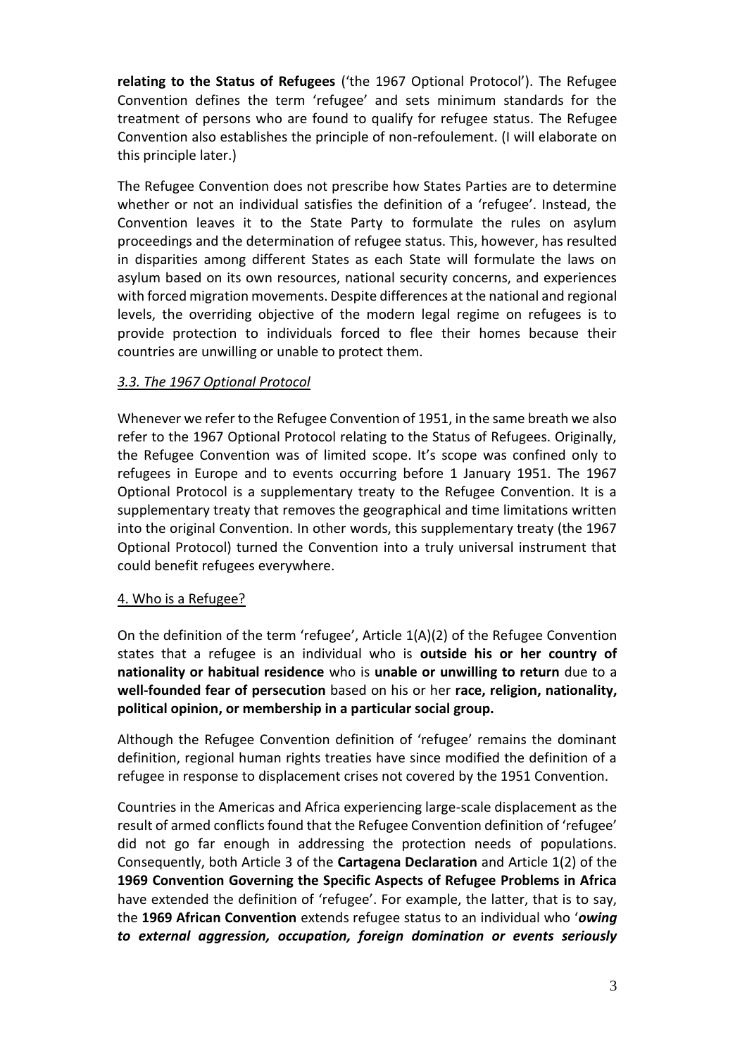**relating to the Status of Refugees** ('the 1967 Optional Protocol'). The Refugee Convention defines the term 'refugee' and sets minimum standards for the treatment of persons who are found to qualify for refugee status. The Refugee Convention also establishes the principle of non-refoulement. (I will elaborate on this principle later.)

The Refugee Convention does not prescribe how States Parties are to determine whether or not an individual satisfies the definition of a 'refugee'. Instead, the Convention leaves it to the State Party to formulate the rules on asylum proceedings and the determination of refugee status. This, however, has resulted in disparities among different States as each State will formulate the laws on asylum based on its own resources, national security concerns, and experiences with forced migration movements. Despite differences at the national and regional levels, the overriding objective of the modern legal regime on refugees is to provide protection to individuals forced to flee their homes because their countries are unwilling or unable to protect them.

### *3.3. The 1967 Optional Protocol*

Whenever we refer to the Refugee Convention of 1951, in the same breath we also refer to the 1967 Optional Protocol relating to the Status of Refugees. Originally, the Refugee Convention was of limited scope. It's scope was confined only to refugees in Europe and to events occurring before 1 January 1951. The 1967 Optional Protocol is a supplementary treaty to the Refugee Convention. It is a supplementary treaty that removes the geographical and time limitations written into the original Convention. In other words, this supplementary treaty (the 1967 Optional Protocol) turned the Convention into a truly universal instrument that could benefit refugees everywhere.

## 4. Who is a Refugee?

On the definition of the term 'refugee', Article 1(A)(2) of the Refugee Convention states that a refugee is an individual who is **outside his or her country of nationality or habitual residence** who is **unable or unwilling to return** due to a **well-founded fear of persecution** based on his or her **race, religion, nationality, political opinion, or membership in a particular social group.**

Although the Refugee Convention definition of 'refugee' remains the dominant definition, regional human rights treaties have since modified the definition of a refugee in response to displacement crises not covered by the 1951 Convention.

Countries in the Americas and Africa experiencing large-scale displacement as the result of armed conflicts found that the Refugee Convention definition of 'refugee' did not go far enough in addressing the protection needs of populations. Consequently, both Article 3 of the **Cartagena Declaration** and Article 1(2) of the **1969 Convention Governing the Specific Aspects of Refugee Problems in Africa** have extended the definition of 'refugee'. For example, the latter, that is to say, the **1969 African Convention** extends refugee status to an individual who '***owing to external aggression, occupation, foreign domination or events seriously***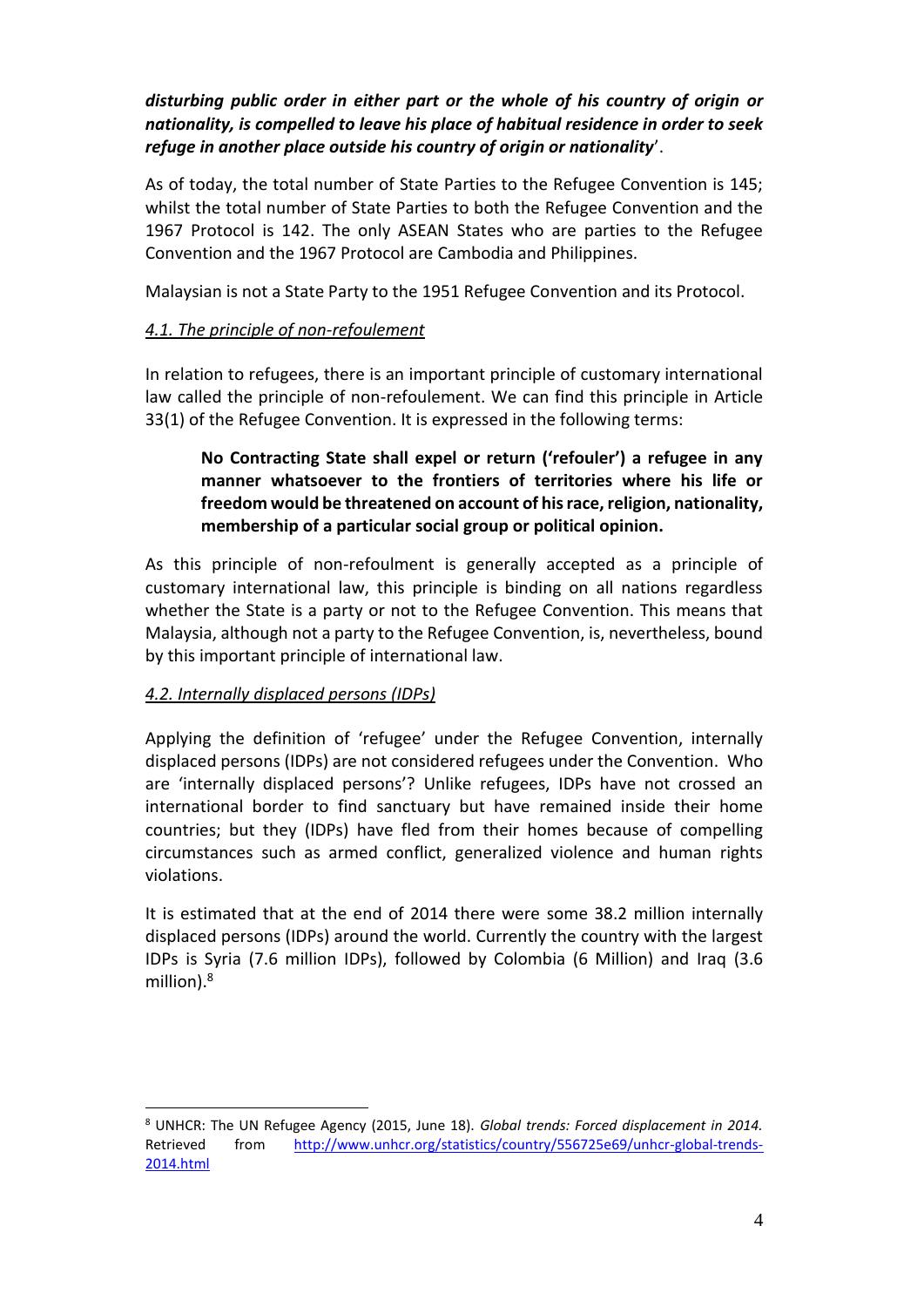***disturbing public order in either part or the whole of his country of origin or nationality, is compelled to leave his place of habitual residence in order to seek refuge in another place outside his country of origin or nationality***'.

As of today, the total number of State Parties to the Refugee Convention is 145; whilst the total number of State Parties to both the Refugee Convention and the 1967 Protocol is 142. The only ASEAN States who are parties to the Refugee Convention and the 1967 Protocol are Cambodia and Philippines.

Malaysian is not a State Party to the 1951 Refugee Convention and its Protocol.

### *4.1. The principle of non-refoulement*

In relation to refugees, there is an important principle of customary international law called the principle of non-refoulement. We can find this principle in Article 33(1) of the Refugee Convention. It is expressed in the following terms:

> **No Contracting State shall expel or return ('refouler') a refugee in any manner whatsoever to the frontiers of territories where his life or freedom would be threatened on account of his race, religion, nationality, membership of a particular social group or political opinion.**

As this principle of non-refoulment is generally accepted as a principle of customary international law, this principle is binding on all nations regardless whether the State is a party or not to the Refugee Convention. This means that Malaysia, although not a party to the Refugee Convention, is, nevertheless, bound by this important principle of international law.

### *4.2. Internally displaced persons (IDPs)*

Applying the definition of 'refugee' under the Refugee Convention, internally displaced persons (IDPs) are not considered refugees under the Convention. Who are 'internally displaced persons'? Unlike refugees, IDPs have not crossed an international border to find sanctuary but have remained inside their home countries; but they (IDPs) have fled from their homes because of compelling circumstances such as armed conflict, generalized violence and human rights violations.

It is estimated that at the end of 2014 there were some 38.2 million internally displaced persons (IDPs) around the world. Currently the country with the largest IDPs is Syria (7.6 million IDPs), followed by Colombia (6 Million) and Iraq (3.6 million).[8]

---

[8] UNHCR: The UN Refugee Agency (2015, June 18). *Global trends: Forced displacement in 2014.* Retrieved from http://www.unhcr.org/statistics/country/556725e69/unhcr-global-trends-2014.html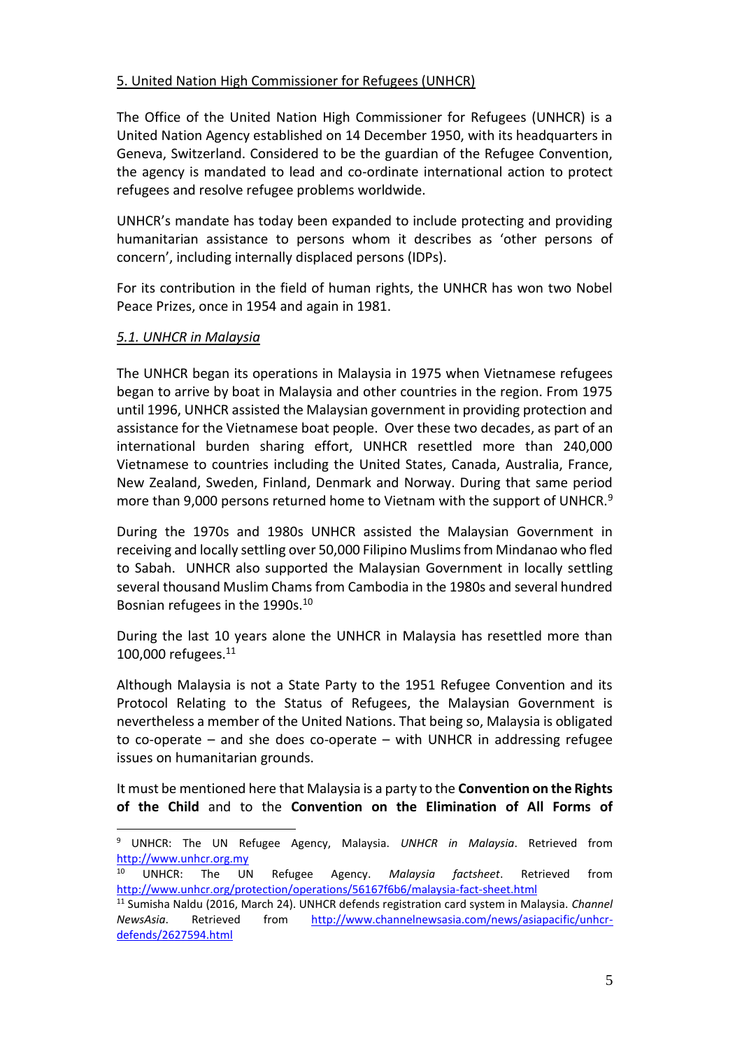## 5. United Nation High Commissioner for Refugees (UNHCR)

The Office of the United Nation High Commissioner for Refugees (UNHCR) is a United Nation Agency established on 14 December 1950, with its headquarters in Geneva, Switzerland. Considered to be the guardian of the Refugee Convention, the agency is mandated to lead and co-ordinate international action to protect refugees and resolve refugee problems worldwide.

UNHCR's mandate has today been expanded to include protecting and providing humanitarian assistance to persons whom it describes as 'other persons of concern', including internally displaced persons (IDPs).

For its contribution in the field of human rights, the UNHCR has won two Nobel Peace Prizes, once in 1954 and again in 1981.

### *5.1. UNHCR in Malaysia*

The UNHCR began its operations in Malaysia in 1975 when Vietnamese refugees began to arrive by boat in Malaysia and other countries in the region. From 1975 until 1996, UNHCR assisted the Malaysian government in providing protection and assistance for the Vietnamese boat people. Over these two decades, as part of an international burden sharing effort, UNHCR resettled more than 240,000 Vietnamese to countries including the United States, Canada, Australia, France, New Zealand, Sweden, Finland, Denmark and Norway. During that same period more than 9,000 persons returned home to Vietnam with the support of UNHCR.[9]

During the 1970s and 1980s UNHCR assisted the Malaysian Government in receiving and locally settling over 50,000 Filipino Muslims from Mindanao who fled to Sabah. UNHCR also supported the Malaysian Government in locally settling several thousand Muslim Chams from Cambodia in the 1980s and several hundred Bosnian refugees in the 1990s.[10]

During the last 10 years alone the UNHCR in Malaysia has resettled more than 100,000 refugees.[11]

Although Malaysia is not a State Party to the 1951 Refugee Convention and its Protocol Relating to the Status of Refugees, the Malaysian Government is nevertheless a member of the United Nations. That being so, Malaysia is obligated to co-operate – and she does co-operate – with UNHCR in addressing refugee issues on humanitarian grounds.

It must be mentioned here that Malaysia is a party to the **Convention on the Rights of the Child** and to the **Convention on the Elimination of All Forms of**

---

[9] UNHCR: The UN Refugee Agency, Malaysia. *UNHCR in Malaysia*. Retrieved from http://www.unhcr.org.my

[10] UNHCR: The UN Refugee Agency. *Malaysia factsheet*. Retrieved from http://www.unhcr.org/protection/operations/56167f6b6/malaysia-fact-sheet.html

[11] Sumisha Naldu (2016, March 24). UNHCR defends registration card system in Malaysia. *Channel NewsAsia*. Retrieved from http://www.channelnewsasia.com/news/asiapacific/unhcr-defends/2627594.html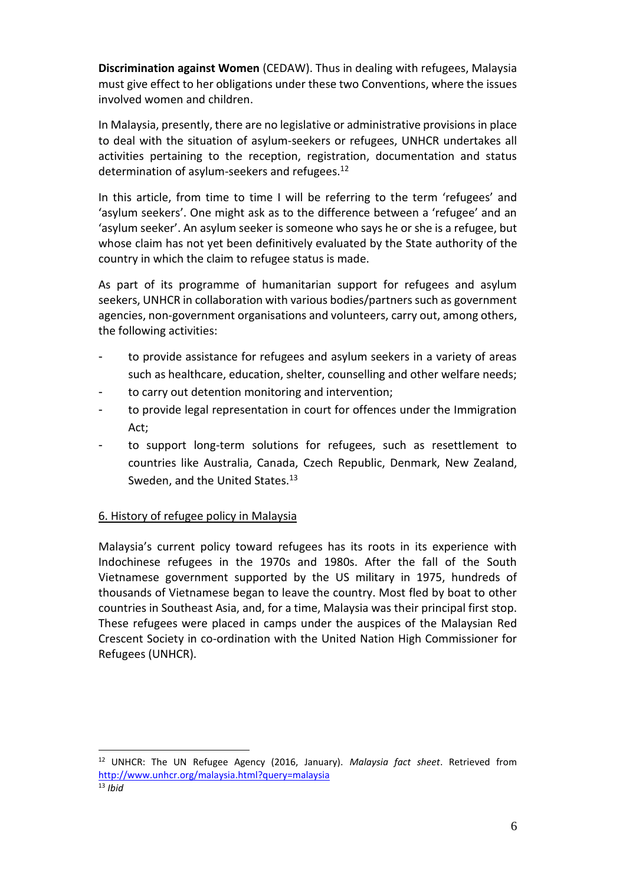**Discrimination against Women** (CEDAW). Thus in dealing with refugees, Malaysia must give effect to her obligations under these two Conventions, where the issues involved women and children.

In Malaysia, presently, there are no legislative or administrative provisions in place to deal with the situation of asylum-seekers or refugees, UNHCR undertakes all activities pertaining to the reception, registration, documentation and status determination of asylum-seekers and refugees.[12]

In this article, from time to time I will be referring to the term 'refugees' and 'asylum seekers'. One might ask as to the difference between a 'refugee' and an 'asylum seeker'. An asylum seeker is someone who says he or she is a refugee, but whose claim has not yet been definitively evaluated by the State authority of the country in which the claim to refugee status is made.

As part of its programme of humanitarian support for refugees and asylum seekers, UNHCR in collaboration with various bodies/partners such as government agencies, non-government organisations and volunteers, carry out, among others, the following activities:

- to provide assistance for refugees and asylum seekers in a variety of areas such as healthcare, education, shelter, counselling and other welfare needs;
- to carry out detention monitoring and intervention;
- to provide legal representation in court for offences under the Immigration Act;
- to support long-term solutions for refugees, such as resettlement to countries like Australia, Canada, Czech Republic, Denmark, New Zealand, Sweden, and the United States.[13]

## 6. History of refugee policy in Malaysia

Malaysia's current policy toward refugees has its roots in its experience with Indochinese refugees in the 1970s and 1980s. After the fall of the South Vietnamese government supported by the US military in 1975, hundreds of thousands of Vietnamese began to leave the country. Most fled by boat to other countries in Southeast Asia, and, for a time, Malaysia was their principal first stop. These refugees were placed in camps under the auspices of the Malaysian Red Crescent Society in co-ordination with the United Nation High Commissioner for Refugees (UNHCR).

---

[12] UNHCR: The UN Refugee Agency (2016, January). *Malaysia fact sheet*. Retrieved from http://www.unhcr.org/malaysia.html?query=malaysia

[13] *Ibid*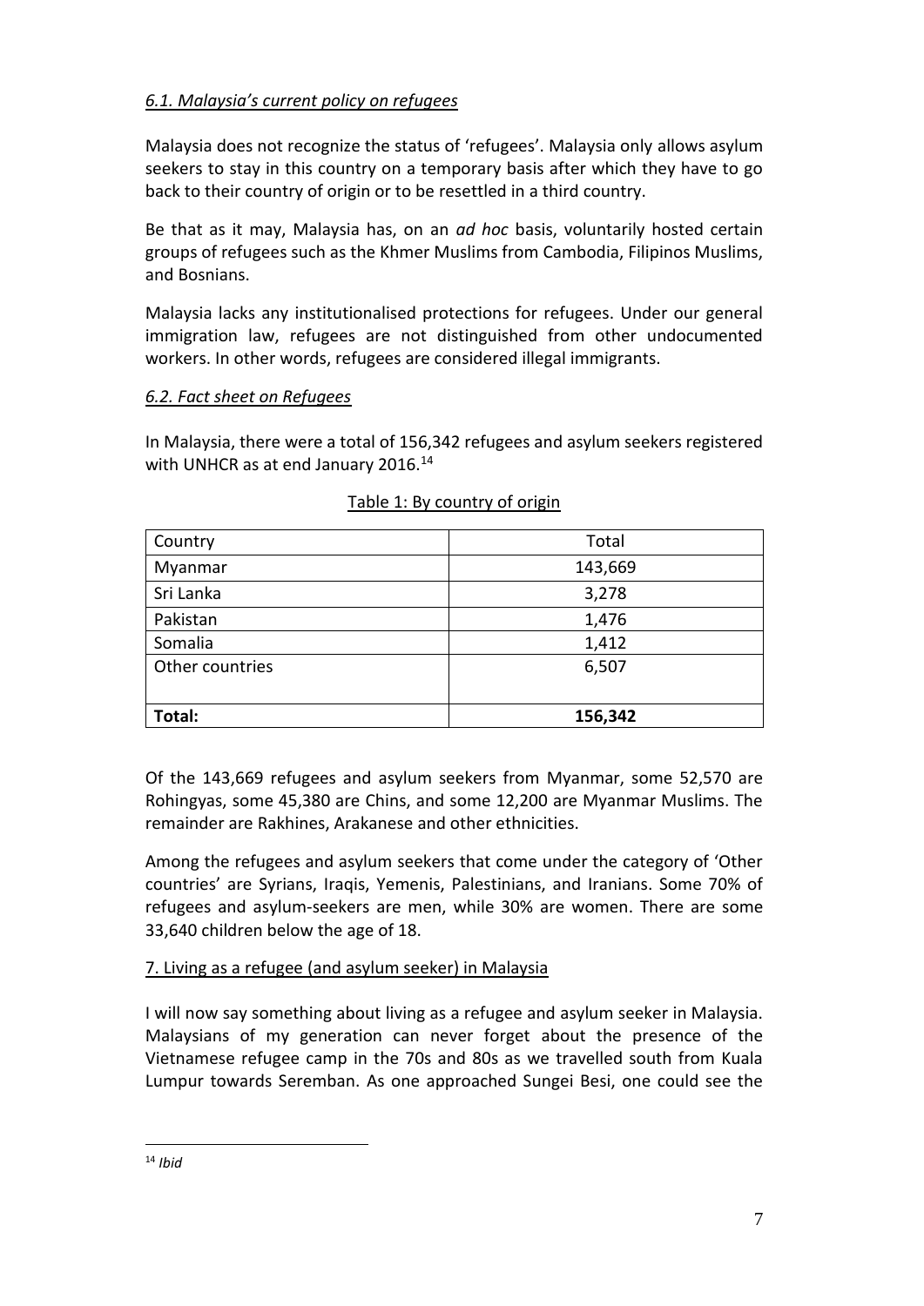### *6.1. Malaysia's current policy on refugees*

Malaysia does not recognize the status of 'refugees'. Malaysia only allows asylum seekers to stay in this country on a temporary basis after which they have to go back to their country of origin or to be resettled in a third country.

Be that as it may, Malaysia has, on an *ad hoc* basis, voluntarily hosted certain groups of refugees such as the Khmer Muslims from Cambodia, Filipinos Muslims, and Bosnians.

Malaysia lacks any institutionalised protections for refugees. Under our general immigration law, refugees are not distinguished from other undocumented workers. In other words, refugees are considered illegal immigrants.

### *6.2. Fact sheet on Refugees*

In Malaysia, there were a total of 156,342 refugees and asylum seekers registered with UNHCR as at end January 2016.[14]

Table 1: By country of origin

| Country | Total |
| --- | --- |
| Myanmar | 143,669 |
| Sri Lanka | 3,278 |
| Pakistan | 1,476 |
| Somalia | 1,412 |
| Other countries | 6,507 |
| **Total:** | **156,342** |

Of the 143,669 refugees and asylum seekers from Myanmar, some 52,570 are Rohingyas, some 45,380 are Chins, and some 12,200 are Myanmar Muslims. The remainder are Rakhines, Arakanese and other ethnicities.

Among the refugees and asylum seekers that come under the category of 'Other countries' are Syrians, Iraqis, Yemenis, Palestinians, and Iranians. Some 70% of refugees and asylum-seekers are men, while 30% are women. There are some 33,640 children below the age of 18.

## 7. Living as a refugee (and asylum seeker) in Malaysia

I will now say something about living as a refugee and asylum seeker in Malaysia. Malaysians of my generation can never forget about the presence of the Vietnamese refugee camp in the 70s and 80s as we travelled south from Kuala Lumpur towards Seremban. As one approached Sungei Besi, one could see the

---

[14] *Ibid*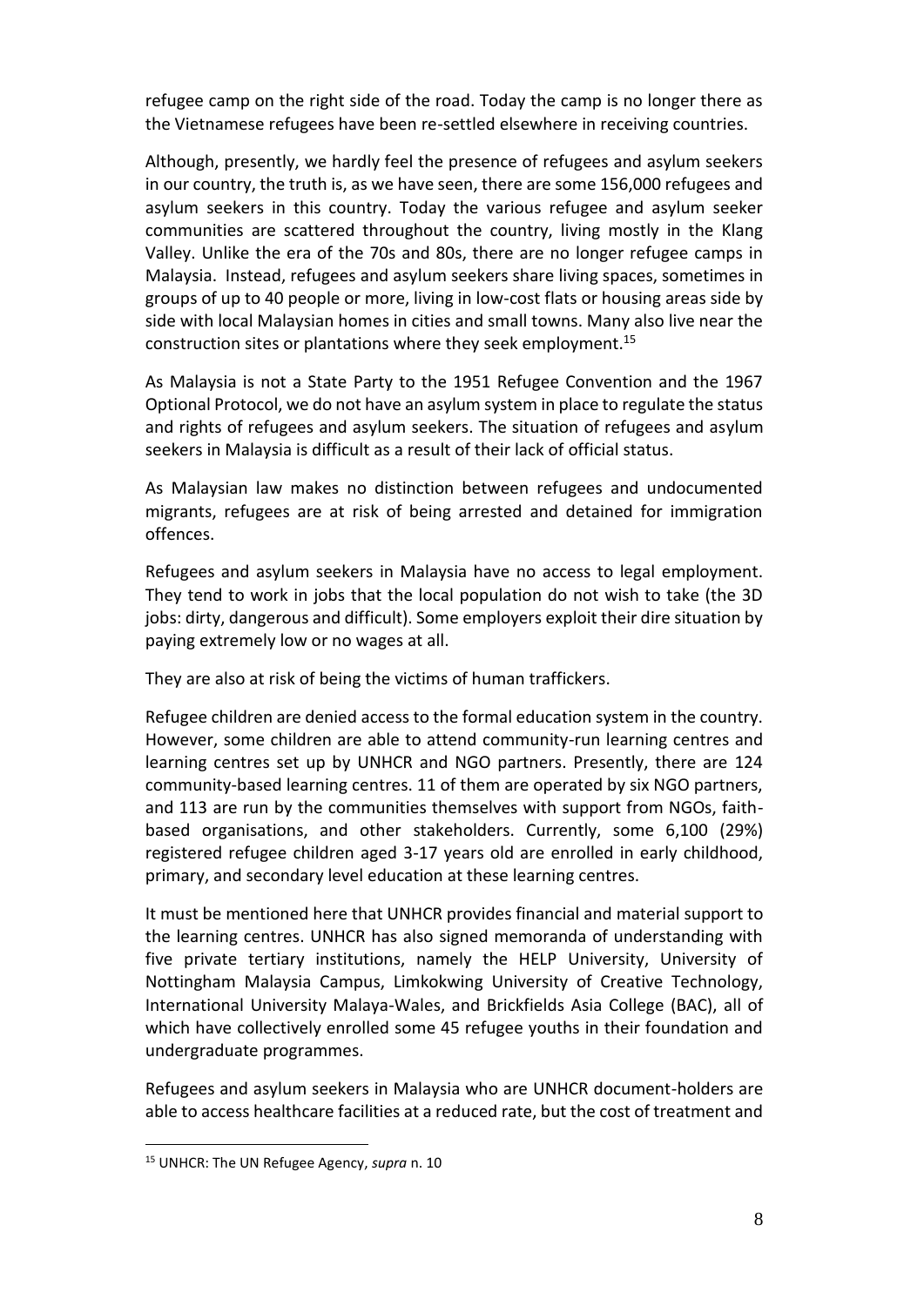refugee camp on the right side of the road. Today the camp is no longer there as the Vietnamese refugees have been re-settled elsewhere in receiving countries.

Although, presently, we hardly feel the presence of refugees and asylum seekers in our country, the truth is, as we have seen, there are some 156,000 refugees and asylum seekers in this country. Today the various refugee and asylum seeker communities are scattered throughout the country, living mostly in the Klang Valley. Unlike the era of the 70s and 80s, there are no longer refugee camps in Malaysia. Instead, refugees and asylum seekers share living spaces, sometimes in groups of up to 40 people or more, living in low-cost flats or housing areas side by side with local Malaysian homes in cities and small towns. Many also live near the construction sites or plantations where they seek employment.[15]

As Malaysia is not a State Party to the 1951 Refugee Convention and the 1967 Optional Protocol, we do not have an asylum system in place to regulate the status and rights of refugees and asylum seekers. The situation of refugees and asylum seekers in Malaysia is difficult as a result of their lack of official status.

As Malaysian law makes no distinction between refugees and undocumented migrants, refugees are at risk of being arrested and detained for immigration offences.

Refugees and asylum seekers in Malaysia have no access to legal employment. They tend to work in jobs that the local population do not wish to take (the 3D jobs: dirty, dangerous and difficult). Some employers exploit their dire situation by paying extremely low or no wages at all.

They are also at risk of being the victims of human traffickers.

Refugee children are denied access to the formal education system in the country. However, some children are able to attend community-run learning centres and learning centres set up by UNHCR and NGO partners. Presently, there are 124 community-based learning centres. 11 of them are operated by six NGO partners, and 113 are run by the communities themselves with support from NGOs, faith-based organisations, and other stakeholders. Currently, some 6,100 (29%) registered refugee children aged 3-17 years old are enrolled in early childhood, primary, and secondary level education at these learning centres.

It must be mentioned here that UNHCR provides financial and material support to the learning centres. UNHCR has also signed memoranda of understanding with five private tertiary institutions, namely the HELP University, University of Nottingham Malaysia Campus, Limkokwing University of Creative Technology, International University Malaya-Wales, and Brickfields Asia College (BAC), all of which have collectively enrolled some 45 refugee youths in their foundation and undergraduate programmes.

Refugees and asylum seekers in Malaysia who are UNHCR document-holders are able to access healthcare facilities at a reduced rate, but the cost of treatment and

---

[15] UNHCR: The UN Refugee Agency, *supra* n. 10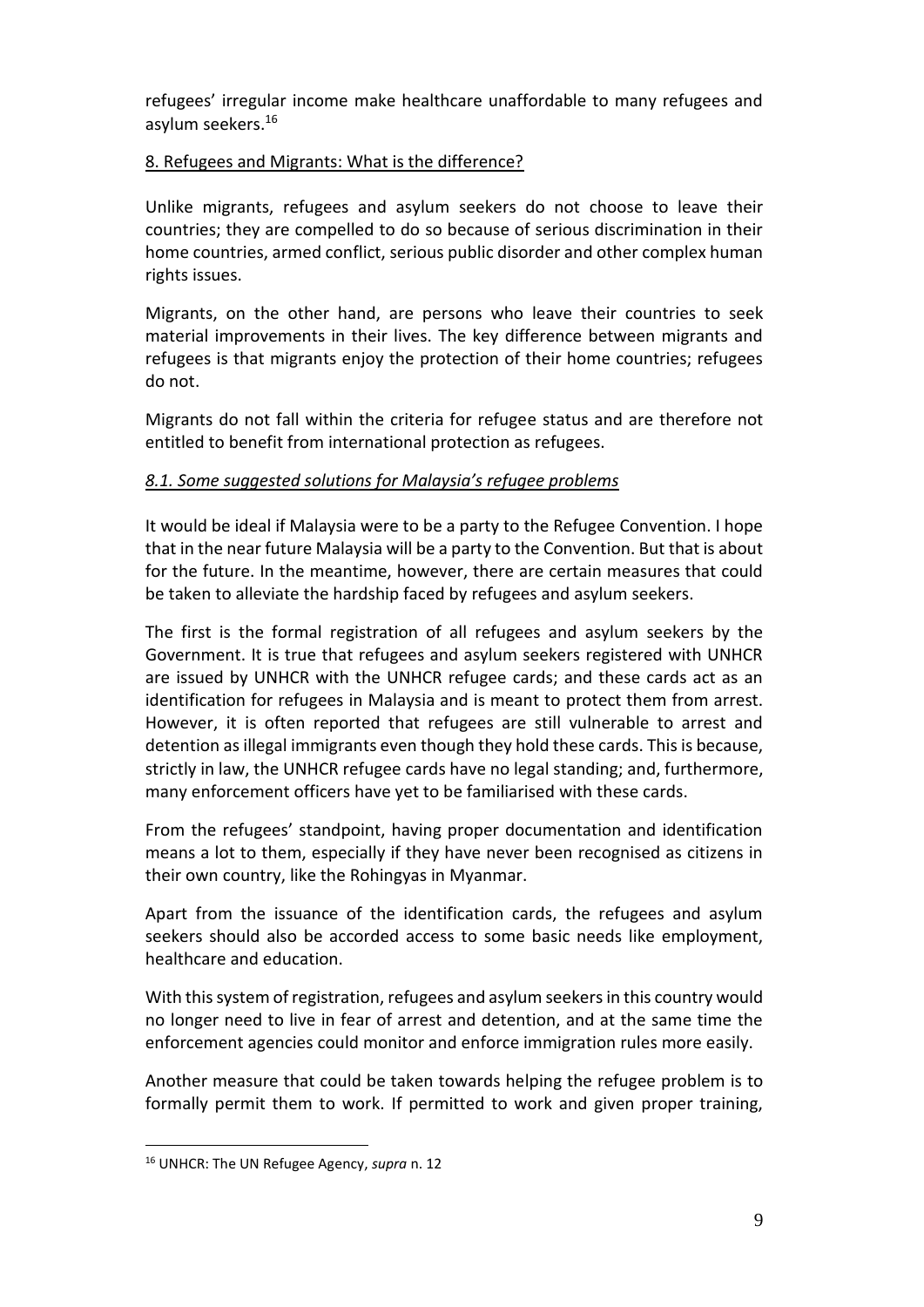refugees' irregular income make healthcare unaffordable to many refugees and asylum seekers.[16]

8. Refugees and Migrants: What is the difference?

Unlike migrants, refugees and asylum seekers do not choose to leave their countries; they are compelled to do so because of serious discrimination in their home countries, armed conflict, serious public disorder and other complex human rights issues.

Migrants, on the other hand, are persons who leave their countries to seek material improvements in their lives. The key difference between migrants and refugees is that migrants enjoy the protection of their home countries; refugees do not.

Migrants do not fall within the criteria for refugee status and are therefore not entitled to benefit from international protection as refugees.

*8.1. Some suggested solutions for Malaysia's refugee problems*

It would be ideal if Malaysia were to be a party to the Refugee Convention. I hope that in the near future Malaysia will be a party to the Convention. But that is about for the future. In the meantime, however, there are certain measures that could be taken to alleviate the hardship faced by refugees and asylum seekers.

The first is the formal registration of all refugees and asylum seekers by the Government. It is true that refugees and asylum seekers registered with UNHCR are issued by UNHCR with the UNHCR refugee cards; and these cards act as an identification for refugees in Malaysia and is meant to protect them from arrest. However, it is often reported that refugees are still vulnerable to arrest and detention as illegal immigrants even though they hold these cards. This is because, strictly in law, the UNHCR refugee cards have no legal standing; and, furthermore, many enforcement officers have yet to be familiarised with these cards.

From the refugees' standpoint, having proper documentation and identification means a lot to them, especially if they have never been recognised as citizens in their own country, like the Rohingyas in Myanmar.

Apart from the issuance of the identification cards, the refugees and asylum seekers should also be accorded access to some basic needs like employment, healthcare and education.

With this system of registration, refugees and asylum seekers in this country would no longer need to live in fear of arrest and detention, and at the same time the enforcement agencies could monitor and enforce immigration rules more easily.

Another measure that could be taken towards helping the refugee problem is to formally permit them to work. If permitted to work and given proper training,

[16] UNHCR: The UN Refugee Agency, *supra* n. 12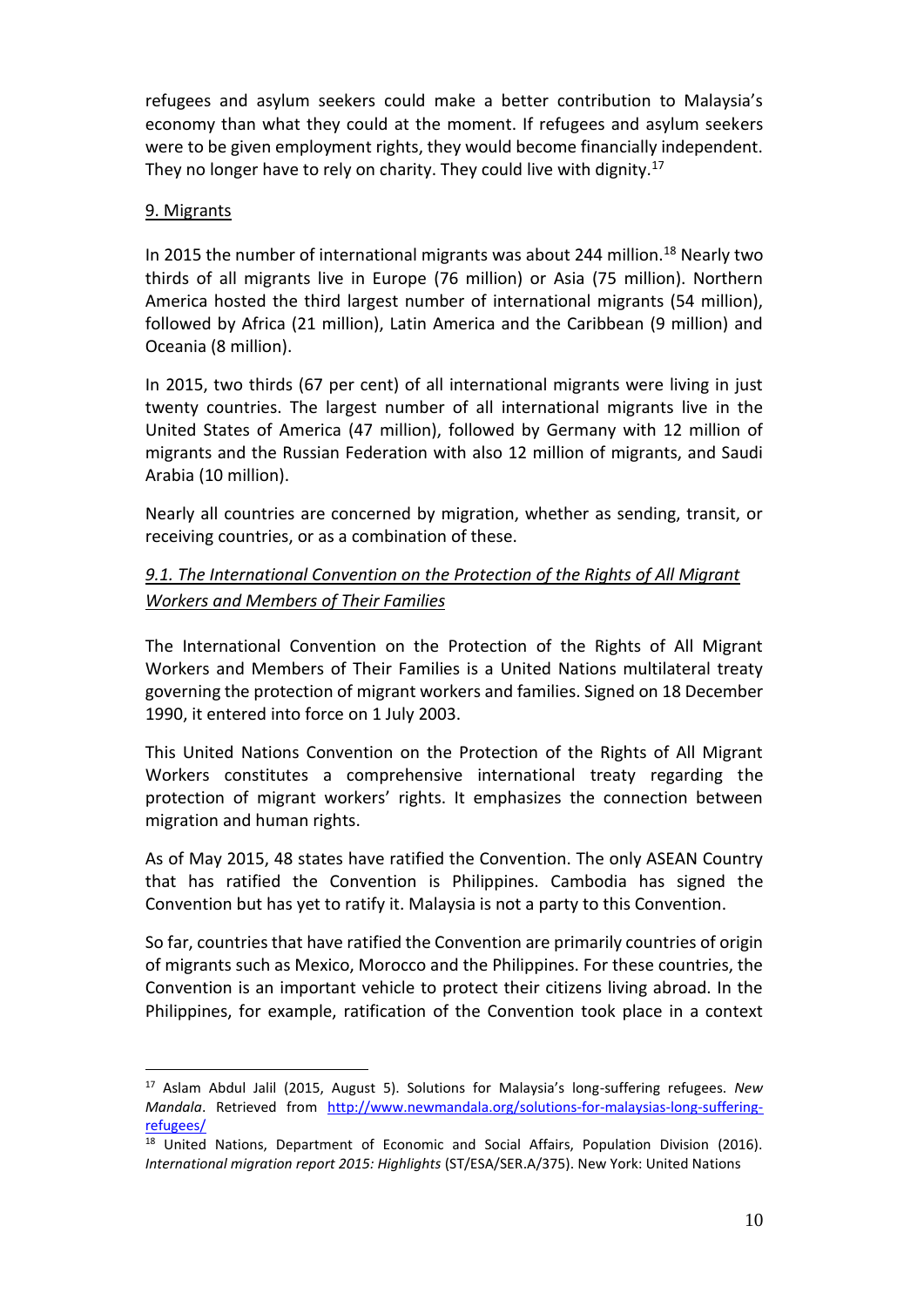refugees and asylum seekers could make a better contribution to Malaysia's economy than what they could at the moment. If refugees and asylum seekers were to be given employment rights, they would become financially independent. They no longer have to rely on charity. They could live with dignity.[17]

## 9. Migrants

In 2015 the number of international migrants was about 244 million.[18] Nearly two thirds of all migrants live in Europe (76 million) or Asia (75 million). Northern America hosted the third largest number of international migrants (54 million), followed by Africa (21 million), Latin America and the Caribbean (9 million) and Oceania (8 million).

In 2015, two thirds (67 per cent) of all international migrants were living in just twenty countries. The largest number of all international migrants live in the United States of America (47 million), followed by Germany with 12 million of migrants and the Russian Federation with also 12 million of migrants, and Saudi Arabia (10 million).

Nearly all countries are concerned by migration, whether as sending, transit, or receiving countries, or as a combination of these.

### *9.1. The International Convention on the Protection of the Rights of All Migrant Workers and Members of Their Families*

The International Convention on the Protection of the Rights of All Migrant Workers and Members of Their Families is a United Nations multilateral treaty governing the protection of migrant workers and families. Signed on 18 December 1990, it entered into force on 1 July 2003.

This United Nations Convention on the Protection of the Rights of All Migrant Workers constitutes a comprehensive international treaty regarding the protection of migrant workers' rights. It emphasizes the connection between migration and human rights.

As of May 2015, 48 states have ratified the Convention. The only ASEAN Country that has ratified the Convention is Philippines. Cambodia has signed the Convention but has yet to ratify it. Malaysia is not a party to this Convention.

So far, countries that have ratified the Convention are primarily countries of origin of migrants such as Mexico, Morocco and the Philippines. For these countries, the Convention is an important vehicle to protect their citizens living abroad. In the Philippines, for example, ratification of the Convention took place in a context

---

[17] Aslam Abdul Jalil (2015, August 5). Solutions for Malaysia's long-suffering refugees. *New Mandala*. Retrieved from http://www.newmandala.org/solutions-for-malaysias-long-suffering-refugees/

[18] United Nations, Department of Economic and Social Affairs, Population Division (2016). *International migration report 2015: Highlights* (ST/ESA/SER.A/375). New York: United Nations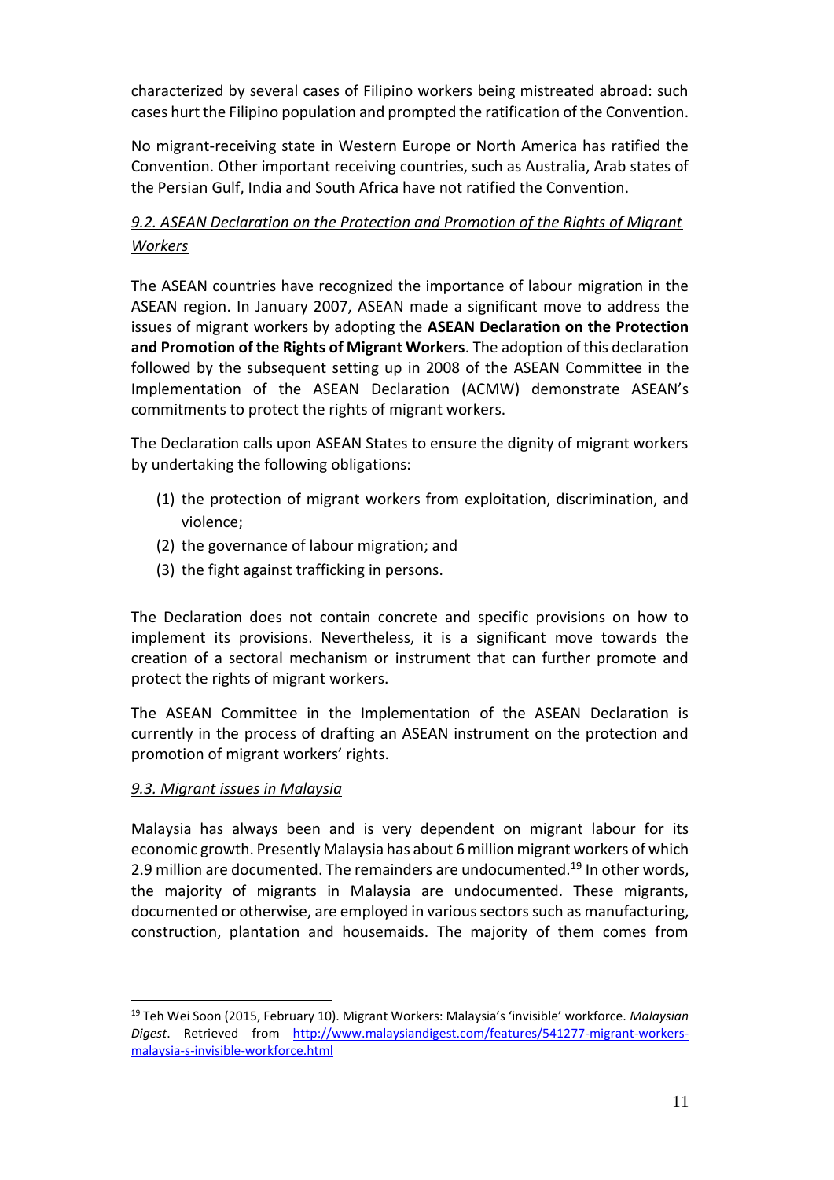characterized by several cases of Filipino workers being mistreated abroad: such cases hurt the Filipino population and prompted the ratification of the Convention.

No migrant-receiving state in Western Europe or North America has ratified the Convention. Other important receiving countries, such as Australia, Arab states of the Persian Gulf, India and South Africa have not ratified the Convention.

### *9.2. ASEAN Declaration on the Protection and Promotion of the Rights of Migrant Workers*

The ASEAN countries have recognized the importance of labour migration in the ASEAN region. In January 2007, ASEAN made a significant move to address the issues of migrant workers by adopting the **ASEAN Declaration on the Protection and Promotion of the Rights of Migrant Workers**. The adoption of this declaration followed by the subsequent setting up in 2008 of the ASEAN Committee in the Implementation of the ASEAN Declaration (ACMW) demonstrate ASEAN's commitments to protect the rights of migrant workers.

The Declaration calls upon ASEAN States to ensure the dignity of migrant workers by undertaking the following obligations:

(1) the protection of migrant workers from exploitation, discrimination, and violence;
(2) the governance of labour migration; and
(3) the fight against trafficking in persons.

The Declaration does not contain concrete and specific provisions on how to implement its provisions. Nevertheless, it is a significant move towards the creation of a sectoral mechanism or instrument that can further promote and protect the rights of migrant workers.

The ASEAN Committee in the Implementation of the ASEAN Declaration is currently in the process of drafting an ASEAN instrument on the protection and promotion of migrant workers' rights.

### *9.3. Migrant issues in Malaysia*

Malaysia has always been and is very dependent on migrant labour for its economic growth. Presently Malaysia has about 6 million migrant workers of which 2.9 million are documented. The remainders are undocumented.[19] In other words, the majority of migrants in Malaysia are undocumented. These migrants, documented or otherwise, are employed in various sectors such as manufacturing, construction, plantation and housemaids. The majority of them comes from

[19] Teh Wei Soon (2015, February 10). Migrant Workers: Malaysia's 'invisible' workforce. *Malaysian Digest*. Retrieved from http://www.malaysiandigest.com/features/541277-migrant-workers-malaysia-s-invisible-workforce.html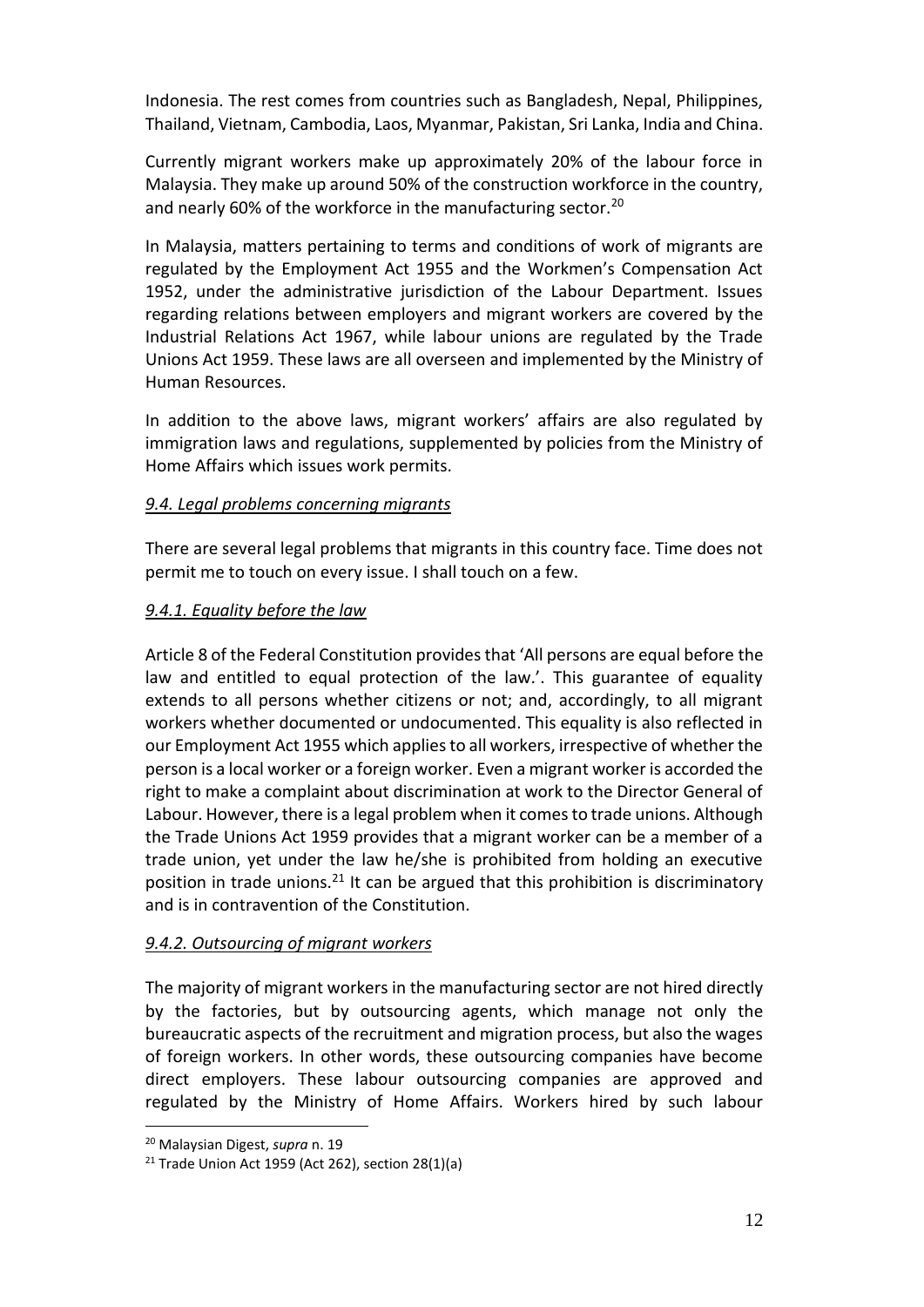Indonesia. The rest comes from countries such as Bangladesh, Nepal, Philippines, Thailand, Vietnam, Cambodia, Laos, Myanmar, Pakistan, Sri Lanka, India and China.

Currently migrant workers make up approximately 20% of the labour force in Malaysia. They make up around 50% of the construction workforce in the country, and nearly 60% of the workforce in the manufacturing sector.[20]

In Malaysia, matters pertaining to terms and conditions of work of migrants are regulated by the Employment Act 1955 and the Workmen's Compensation Act 1952, under the administrative jurisdiction of the Labour Department. Issues regarding relations between employers and migrant workers are covered by the Industrial Relations Act 1967, while labour unions are regulated by the Trade Unions Act 1959. These laws are all overseen and implemented by the Ministry of Human Resources.

In addition to the above laws, migrant workers' affairs are also regulated by immigration laws and regulations, supplemented by policies from the Ministry of Home Affairs which issues work permits.

### *9.4. Legal problems concerning migrants*

There are several legal problems that migrants in this country face. Time does not permit me to touch on every issue. I shall touch on a few.

#### *9.4.1. Equality before the law*

Article 8 of the Federal Constitution provides that 'All persons are equal before the law and entitled to equal protection of the law.'. This guarantee of equality extends to all persons whether citizens or not; and, accordingly, to all migrant workers whether documented or undocumented. This equality is also reflected in our Employment Act 1955 which applies to all workers, irrespective of whether the person is a local worker or a foreign worker. Even a migrant worker is accorded the right to make a complaint about discrimination at work to the Director General of Labour. However, there is a legal problem when it comes to trade unions. Although the Trade Unions Act 1959 provides that a migrant worker can be a member of a trade union, yet under the law he/she is prohibited from holding an executive position in trade unions.[21] It can be argued that this prohibition is discriminatory and is in contravention of the Constitution.

#### *9.4.2. Outsourcing of migrant workers*

The majority of migrant workers in the manufacturing sector are not hired directly by the factories, but by outsourcing agents, which manage not only the bureaucratic aspects of the recruitment and migration process, but also the wages of foreign workers. In other words, these outsourcing companies have become direct employers. These labour outsourcing companies are approved and regulated by the Ministry of Home Affairs. Workers hired by such labour

---

[20] Malaysian Digest, *supra* n. 19

[21] Trade Union Act 1959 (Act 262), section 28(1)(a)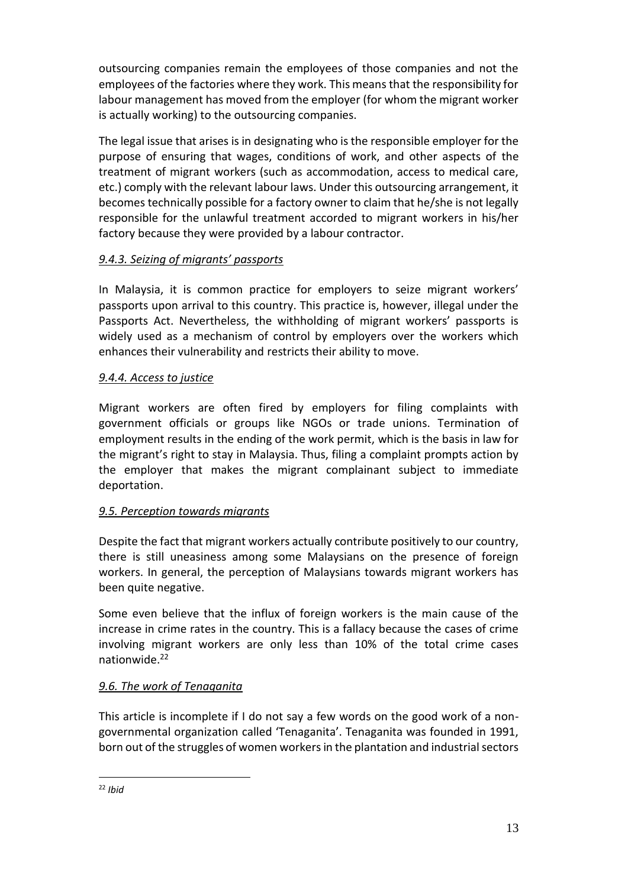outsourcing companies remain the employees of those companies and not the employees of the factories where they work. This means that the responsibility for labour management has moved from the employer (for whom the migrant worker is actually working) to the outsourcing companies.

The legal issue that arises is in designating who is the responsible employer for the purpose of ensuring that wages, conditions of work, and other aspects of the treatment of migrant workers (such as accommodation, access to medical care, etc.) comply with the relevant labour laws. Under this outsourcing arrangement, it becomes technically possible for a factory owner to claim that he/she is not legally responsible for the unlawful treatment accorded to migrant workers in his/her factory because they were provided by a labour contractor.

### *9.4.3. Seizing of migrants' passports*

In Malaysia, it is common practice for employers to seize migrant workers' passports upon arrival to this country. This practice is, however, illegal under the Passports Act. Nevertheless, the withholding of migrant workers' passports is widely used as a mechanism of control by employers over the workers which enhances their vulnerability and restricts their ability to move.

### *9.4.4. Access to justice*

Migrant workers are often fired by employers for filing complaints with government officials or groups like NGOs or trade unions. Termination of employment results in the ending of the work permit, which is the basis in law for the migrant's right to stay in Malaysia. Thus, filing a complaint prompts action by the employer that makes the migrant complainant subject to immediate deportation.

### *9.5. Perception towards migrants*

Despite the fact that migrant workers actually contribute positively to our country, there is still uneasiness among some Malaysians on the presence of foreign workers. In general, the perception of Malaysians towards migrant workers has been quite negative.

Some even believe that the influx of foreign workers is the main cause of the increase in crime rates in the country. This is a fallacy because the cases of crime involving migrant workers are only less than 10% of the total crime cases nationwide.[22]

### *9.6. The work of Tenaganita*

This article is incomplete if I do not say a few words on the good work of a non-governmental organization called 'Tenaganita'. Tenaganita was founded in 1991, born out of the struggles of women workers in the plantation and industrial sectors

---

[22] *Ibid*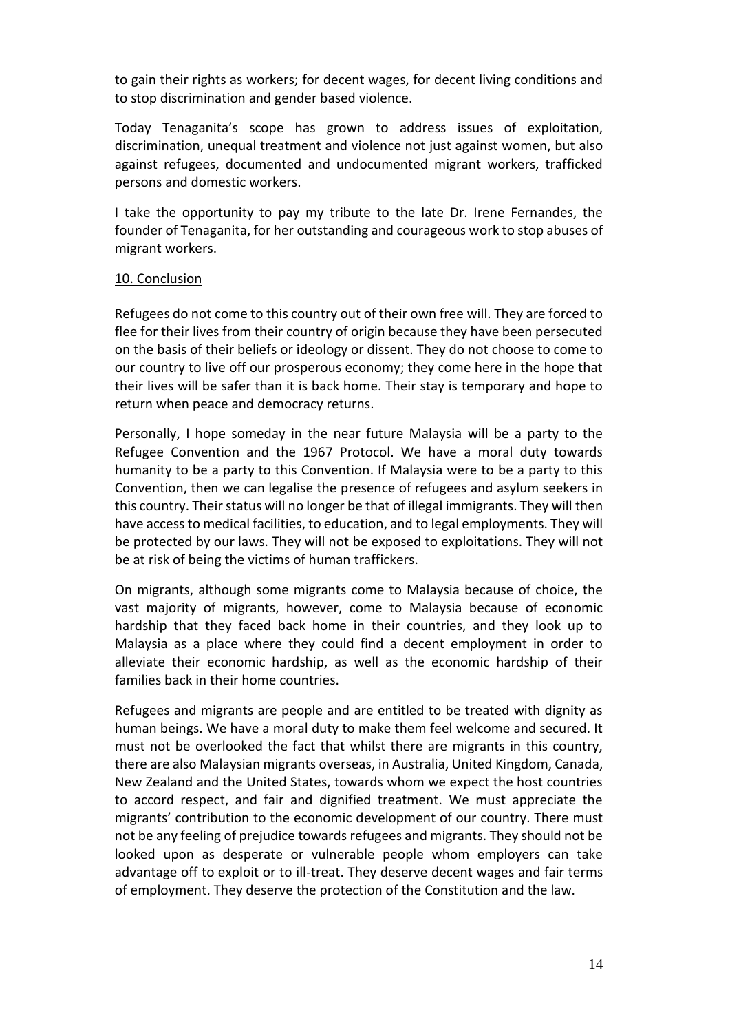to gain their rights as workers; for decent wages, for decent living conditions and to stop discrimination and gender based violence.

Today Tenaganita's scope has grown to address issues of exploitation, discrimination, unequal treatment and violence not just against women, but also against refugees, documented and undocumented migrant workers, trafficked persons and domestic workers.

I take the opportunity to pay my tribute to the late Dr. Irene Fernandes, the founder of Tenaganita, for her outstanding and courageous work to stop abuses of migrant workers.

## 10. Conclusion

Refugees do not come to this country out of their own free will. They are forced to flee for their lives from their country of origin because they have been persecuted on the basis of their beliefs or ideology or dissent. They do not choose to come to our country to live off our prosperous economy; they come here in the hope that their lives will be safer than it is back home. Their stay is temporary and hope to return when peace and democracy returns.

Personally, I hope someday in the near future Malaysia will be a party to the Refugee Convention and the 1967 Protocol. We have a moral duty towards humanity to be a party to this Convention. If Malaysia were to be a party to this Convention, then we can legalise the presence of refugees and asylum seekers in this country. Their status will no longer be that of illegal immigrants. They will then have access to medical facilities, to education, and to legal employments. They will be protected by our laws. They will not be exposed to exploitations. They will not be at risk of being the victims of human traffickers.

On migrants, although some migrants come to Malaysia because of choice, the vast majority of migrants, however, come to Malaysia because of economic hardship that they faced back home in their countries, and they look up to Malaysia as a place where they could find a decent employment in order to alleviate their economic hardship, as well as the economic hardship of their families back in their home countries.

Refugees and migrants are people and are entitled to be treated with dignity as human beings. We have a moral duty to make them feel welcome and secured. It must not be overlooked the fact that whilst there are migrants in this country, there are also Malaysian migrants overseas, in Australia, United Kingdom, Canada, New Zealand and the United States, towards whom we expect the host countries to accord respect, and fair and dignified treatment. We must appreciate the migrants' contribution to the economic development of our country. There must not be any feeling of prejudice towards refugees and migrants. They should not be looked upon as desperate or vulnerable people whom employers can take advantage off to exploit or to ill-treat. They deserve decent wages and fair terms of employment. They deserve the protection of the Constitution and the law.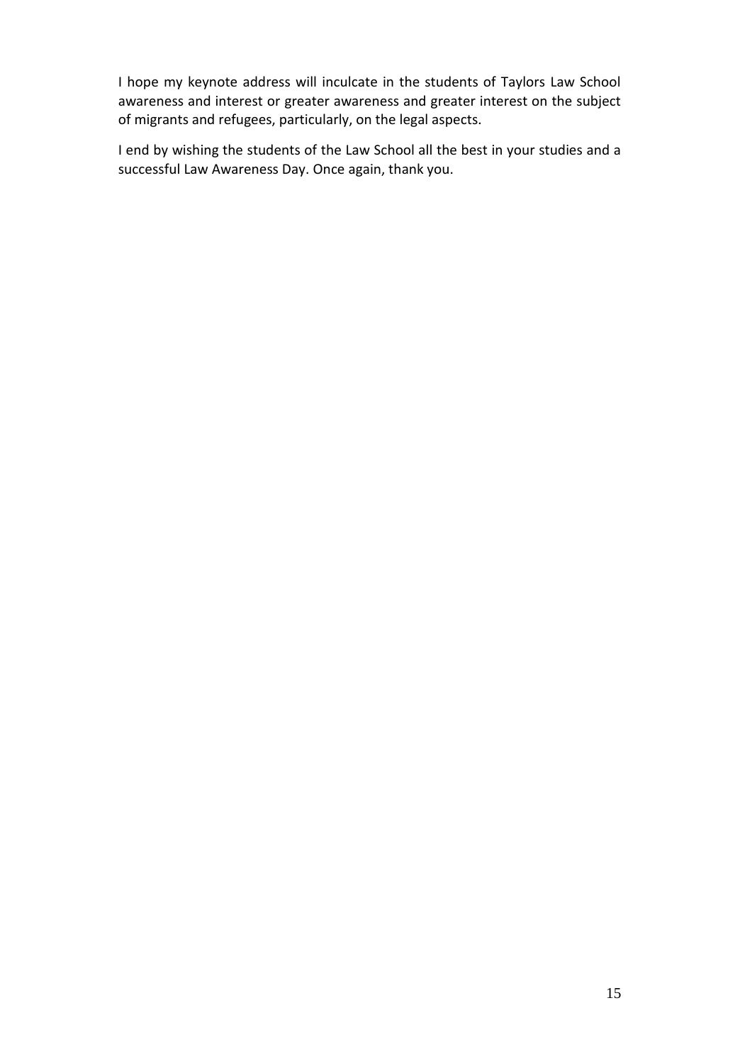I hope my keynote address will inculcate in the students of Taylors Law School awareness and interest or greater awareness and greater interest on the subject of migrants and refugees, particularly, on the legal aspects.

I end by wishing the students of the Law School all the best in your studies and a successful Law Awareness Day. Once again, thank you.